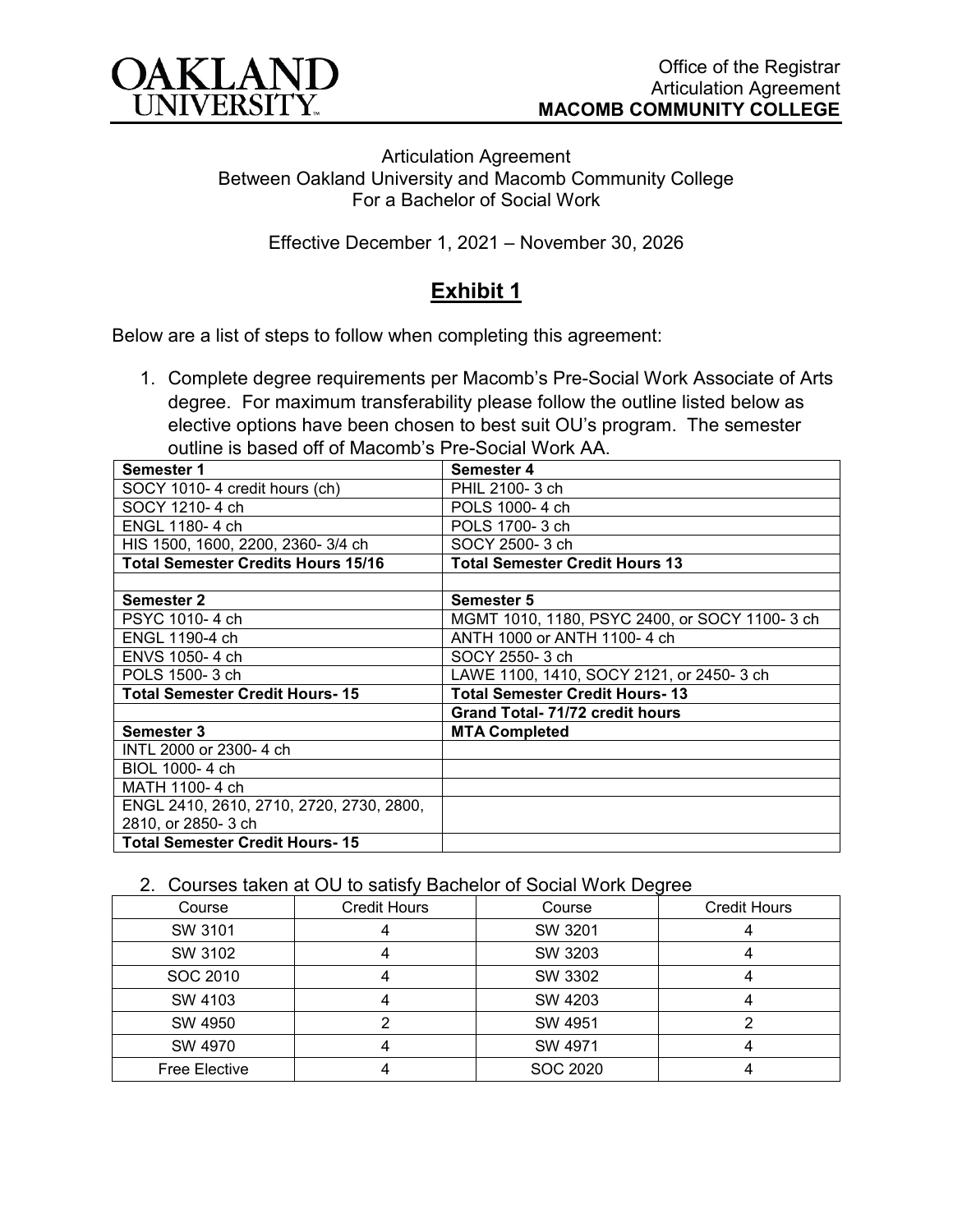**OAKLAND UNIVERSITY**

Office of the Registrar
Articulation Agreement
**MACOMB COMMUNITY COLLEGE**

Articulation Agreement
Between Oakland University and Macomb Community College
For a Bachelor of Social Work

Effective December 1, 2021 – November 30, 2026

# Exhibit 1

Below are a list of steps to follow when completing this agreement:

1. Complete degree requirements per Macomb's Pre-Social Work Associate of Arts degree. For maximum transferability please follow the outline listed below as elective options have been chosen to best suit OU's program. The semester outline is based off of Macomb's Pre-Social Work AA.

| **Semester 1** | **Semester 4** |
|---|---|
| SOCY 1010- 4 credit hours (ch) | PHIL 2100- 3 ch |
| SOCY 1210- 4 ch | POLS 1000- 4 ch |
| ENGL 1180- 4 ch | POLS 1700- 3 ch |
| HIS 1500, 1600, 2200, 2360- 3/4 ch | SOCY 2500- 3 ch |
| **Total Semester Credits Hours 15/16** | **Total Semester Credit Hours 13** |
| | |
| **Semester 2** | **Semester 5** |
| PSYC 1010- 4 ch | MGMT 1010, 1180, PSYC 2400, or SOCY 1100- 3 ch |
| ENGL 1190-4 ch | ANTH 1000 or ANTH 1100- 4 ch |
| ENVS 1050- 4 ch | SOCY 2550- 3 ch |
| POLS 1500- 3 ch | LAWE 1100, 1410, SOCY 2121, or 2450- 3 ch |
| **Total Semester Credit Hours- 15** | **Total Semester Credit Hours- 13** |
| | **Grand Total- 71/72 credit hours** |
| **Semester 3** | **MTA Completed** |
| INTL 2000 or 2300- 4 ch | |
| BIOL 1000- 4 ch | |
| MATH 1100- 4 ch | |
| ENGL 2410, 2610, 2710, 2720, 2730, 2800, 2810, or 2850- 3 ch | |
| **Total Semester Credit Hours- 15** | |

2. Courses taken at OU to satisfy Bachelor of Social Work Degree

| Course | Credit Hours | Course | Credit Hours |
|---|---|---|---|
| SW 3101 | 4 | SW 3201 | 4 |
| SW 3102 | 4 | SW 3203 | 4 |
| SOC 2010 | 4 | SW 3302 | 4 |
| SW 4103 | 4 | SW 4203 | 4 |
| SW 4950 | 2 | SW 4951 | 2 |
| SW 4970 | 4 | SW 4971 | 4 |
| Free Elective | 4 | SOC 2020 | 4 |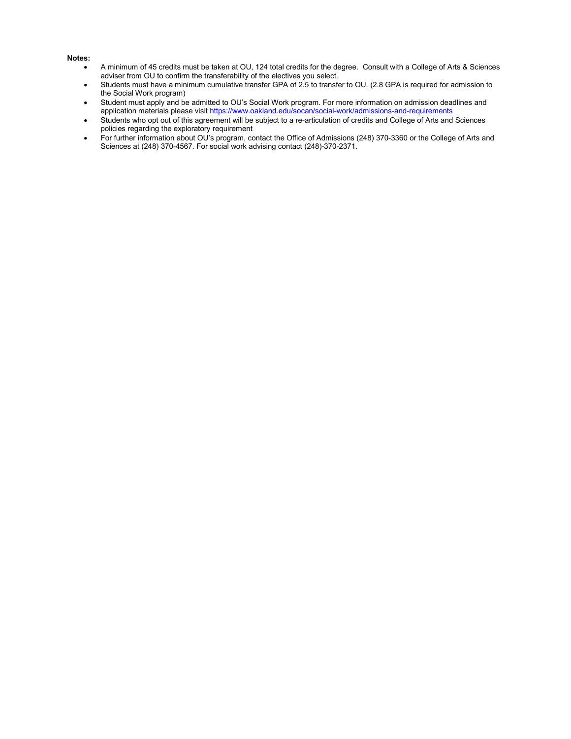**Notes:**

- A minimum of 45 credits must be taken at OU, 124 total credits for the degree. Consult with a College of Arts & Sciences adviser from OU to confirm the transferability of the electives you select.
- Students must have a minimum cumulative transfer GPA of 2.5 to transfer to OU. (2.8 GPA is required for admission to the Social Work program)
- Student must apply and be admitted to OU's Social Work program. For more information on admission deadlines and application materials please visit [https://www.oakland.edu/socan/social-work/admissions-and-requirements](https://www.oakland.edu/socan/social-work/admissions-and-requirements)
- Students who opt out of this agreement will be subject to a re-articulation of credits and College of Arts and Sciences policies regarding the exploratory requirement
- For further information about OU's program, contact the Office of Admissions (248) 370-3360 or the College of Arts and Sciences at (248) 370-4567. For social work advising contact (248)-370-2371.